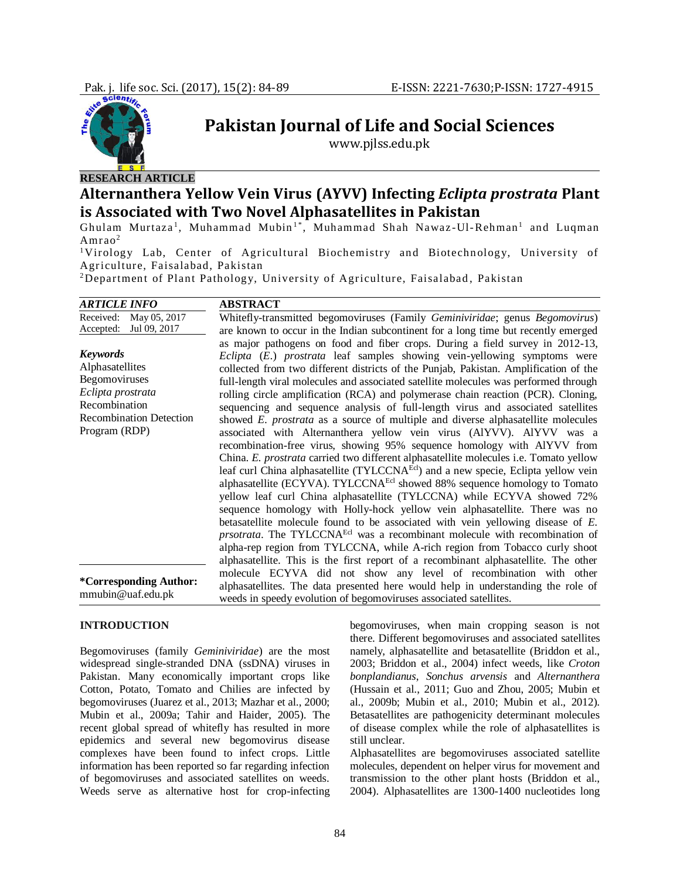**RESEARCH ARTICLE**

# Alternanthera Yellow Vein Virus (AYVV) Infecting *Eclipta prostrata* Plant is Associated with Two Novel Alphasatellites in Pakistan

Ghulam Murtaza[1], Muhammad Mubin[1*], Muhammad Shah Nawaz-Ul-Rehman[1] and Luqman Amrao[2]

[1]Virology Lab, Center of Agricultural Biochemistry and Biotechnology, University of Agriculture, Faisalabad, Pakistan

[2]Department of Plant Pathology, University of Agriculture, Faisalabad, Pakistan

**ARTICLE INFO**

Received: May 05, 2017
Accepted: Jul 09, 2017

***Keywords***

Alphasatellites
Begomoviruses
*Eclipta prostrata*
Recombination
Recombination Detection Program (RDP)

**\*Corresponding Author:**
mmubin@uaf.edu.pk

**ABSTRACT**

Whitefly-transmitted begomoviruses (Family *Geminiviridae*; genus *Begomovirus*) are known to occur in the Indian subcontinent for a long time but recently emerged as major pathogens on food and fiber crops. During a field survey in 2012-13, *Eclipta* (*E.*) *prostrata* leaf samples showing vein-yellowing symptoms were collected from two different districts of the Punjab, Pakistan. Amplification of the full-length viral molecules and associated satellite molecules was performed through rolling circle amplification (RCA) and polymerase chain reaction (PCR). Cloning, sequencing and sequence analysis of full-length virus and associated satellites showed *E. prostrata* as a source of multiple and diverse alphasatellite molecules associated with Alternanthera yellow vein virus (AlYVV). AlYVV was a recombination-free virus, showing 95% sequence homology with AlYVV from China. *E. prostrata* carried two different alphasatellite molecules i.e. Tomato yellow leaf curl China alphasatellite (TYLCCNA[Ecl]) and a new specie, Eclipta yellow vein alphasatellite (ECYVA). TYLCCNA[Ecl] showed 88% sequence homology to Tomato yellow leaf curl China alphasatellite (TYLCCNA) while ECYVA showed 72% sequence homology with Holly-hock yellow vein alphasatellite. There was no betasatellite molecule found to be associated with vein yellowing disease of *E. prsotrata*. The TYLCCNA[Ecl] was a recombinant molecule with recombination of alpha-rep region from TYLCCNA, while A-rich region from Tobacco curly shoot alphasatellite. This is the first report of a recombinant alphasatellite. The other molecule ECYVA did not show any level of recombination with other alphasatellites. The data presented here would help in understanding the role of weeds in speedy evolution of begomoviruses associated satellites.

## INTRODUCTION

Begomoviruses (family *Geminiviridae*) are the most widespread single-stranded DNA (ssDNA) viruses in Pakistan. Many economically important crops like Cotton, Potato, Tomato and Chilies are infected by begomoviruses (Juarez et al., 2013; Mazhar et al., 2000; Mubin et al., 2009a; Tahir and Haider, 2005). The recent global spread of whitefly has resulted in more epidemics and several new begomovirus disease complexes have been found to infect crops. Little information has been reported so far regarding infection of begomoviruses and associated satellites on weeds. Weeds serve as alternative host for crop-infecting begomoviruses, when main cropping season is not there. Different begomoviruses and associated satellites namely, alphasatellite and betasatellite (Briddon et al., 2003; Briddon et al., 2004) infect weeds, like *Croton bonplandianus*, *Sonchus arvensis* and *Alternanthera* (Hussain et al., 2011; Guo and Zhou, 2005; Mubin et al., 2009b; Mubin et al., 2010; Mubin et al., 2012). Betasatellites are pathogenicity determinant molecules of disease complex while the role of alphasatellites is still unclear.

Alphasatellites are begomoviruses associated satellite molecules, dependent on helper virus for movement and transmission to the other plant hosts (Briddon et al., 2004). Alphasatellites are 1300-1400 nucleotides long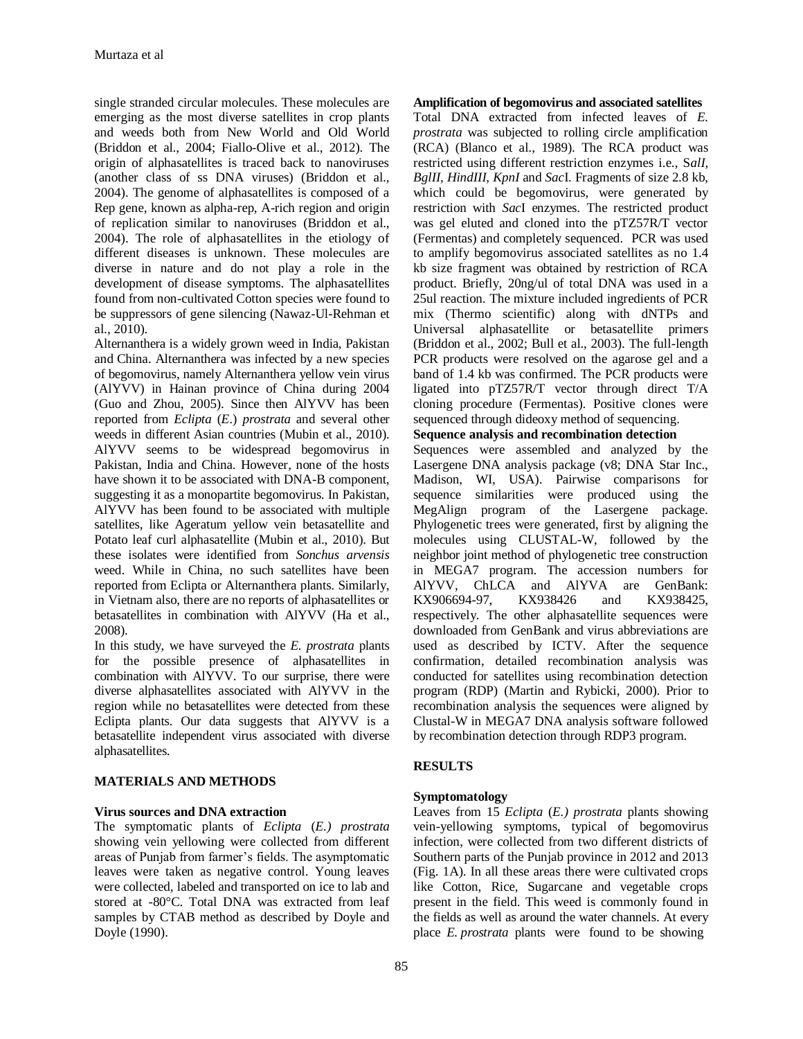single stranded circular molecules. These molecules are emerging as the most diverse satellites in crop plants and weeds both from New World and Old World (Briddon et al., 2004; Fiallo-Olive et al., 2012). The origin of alphasatellites is traced back to nanoviruses (another class of ss DNA viruses) (Briddon et al., 2004). The genome of alphasatellites is composed of a Rep gene, known as alpha-rep, A-rich region and origin of replication similar to nanoviruses (Briddon et al., 2004). The role of alphasatellites in the etiology of different diseases is unknown. These molecules are diverse in nature and do not play a role in the development of disease symptoms. The alphasatellites found from non-cultivated Cotton species were found to be suppressors of gene silencing (Nawaz-Ul-Rehman et al., 2010).

Alternanthera is a widely grown weed in India, Pakistan and China. Alternanthera was infected by a new species of begomovirus, namely Alternanthera yellow vein virus (AlYVV) in Hainan province of China during 2004 (Guo and Zhou, 2005). Since then AlYVV has been reported from *Eclipta* (*E.*) *prostrata* and several other weeds in different Asian countries (Mubin et al., 2010). AlYVV seems to be widespread begomovirus in Pakistan, India and China. However, none of the hosts have shown it to be associated with DNA-B component, suggesting it as a monopartite begomovirus. In Pakistan, AlYVV has been found to be associated with multiple satellites, like Ageratum yellow vein betasatellite and Potato leaf curl alphasatellite (Mubin et al., 2010). But these isolates were identified from *Sonchus arvensis* weed. While in China, no such satellites have been reported from Eclipta or Alternanthera plants. Similarly, in Vietnam also, there are no reports of alphasatellites or betasatellites in combination with AlYVV (Ha et al., 2008).

In this study, we have surveyed the *E. prostrata* plants for the possible presence of alphasatellites in combination with AlYVV. To our surprise, there were diverse alphasatellites associated with AlYVV in the region while no betasatellites were detected from these Eclipta plants. Our data suggests that AlYVV is a betasatellite independent virus associated with diverse alphasatellites.

## MATERIALS AND METHODS

### Virus sources and DNA extraction

The symptomatic plants of *Eclipta* (*E.) prostrata* showing vein yellowing were collected from different areas of Punjab from farmer's fields. The asymptomatic leaves were taken as negative control. Young leaves were collected, labeled and transported on ice to lab and stored at -80°C. Total DNA was extracted from leaf samples by CTAB method as described by Doyle and Doyle (1990).

### Amplification of begomovirus and associated satellites

Total DNA extracted from infected leaves of *E. prostrata* was subjected to rolling circle amplification (RCA) (Blanco et al., 1989). The RCA product was restricted using different restriction enzymes i.e., S*alI*, *BglII*, *HindIII*, *KpnI* and *Sac*I. Fragments of size 2.8 kb, which could be begomovirus, were generated by restriction with *Sac*I enzymes. The restricted product was gel eluted and cloned into the pTZ57R/T vector (Fermentas) and completely sequenced. PCR was used to amplify begomovirus associated satellites as no 1.4 kb size fragment was obtained by restriction of RCA product. Briefly, 20ng/ul of total DNA was used in a 25ul reaction. The mixture included ingredients of PCR mix (Thermo scientific) along with dNTPs and Universal alphasatellite or betasatellite primers (Briddon et al., 2002; Bull et al., 2003). The full-length PCR products were resolved on the agarose gel and a band of 1.4 kb was confirmed. The PCR products were ligated into pTZ57R/T vector through direct T/A cloning procedure (Fermentas). Positive clones were sequenced through dideoxy method of sequencing.

### Sequence analysis and recombination detection

Sequences were assembled and analyzed by the Lasergene DNA analysis package (v8; DNA Star Inc., Madison, WI, USA). Pairwise comparisons for sequence similarities were produced using the MegAlign program of the Lasergene package. Phylogenetic trees were generated, first by aligning the molecules using CLUSTAL-W, followed by the neighbor joint method of phylogenetic tree construction in MEGA7 program. The accession numbers for AlYVV, ChLCA and AlYVA are GenBank: KX906694-97, KX938426 and KX938425, respectively. The other alphasatellite sequences were downloaded from GenBank and virus abbreviations are used as described by ICTV. After the sequence confirmation, detailed recombination analysis was conducted for satellites using recombination detection program (RDP) (Martin and Rybicki, 2000). Prior to recombination analysis the sequences were aligned by Clustal-W in MEGA7 DNA analysis software followed by recombination detection through RDP3 program.

## RESULTS

### Symptomatology

Leaves from 15 *Eclipta* (*E.) prostrata* plants showing vein-yellowing symptoms, typical of begomovirus infection, were collected from two different districts of Southern parts of the Punjab province in 2012 and 2013 (Fig. 1A). In all these areas there were cultivated crops like Cotton, Rice, Sugarcane and vegetable crops present in the field. This weed is commonly found in the fields as well as around the water channels. At every place *E. prostrata* plants were found to be showing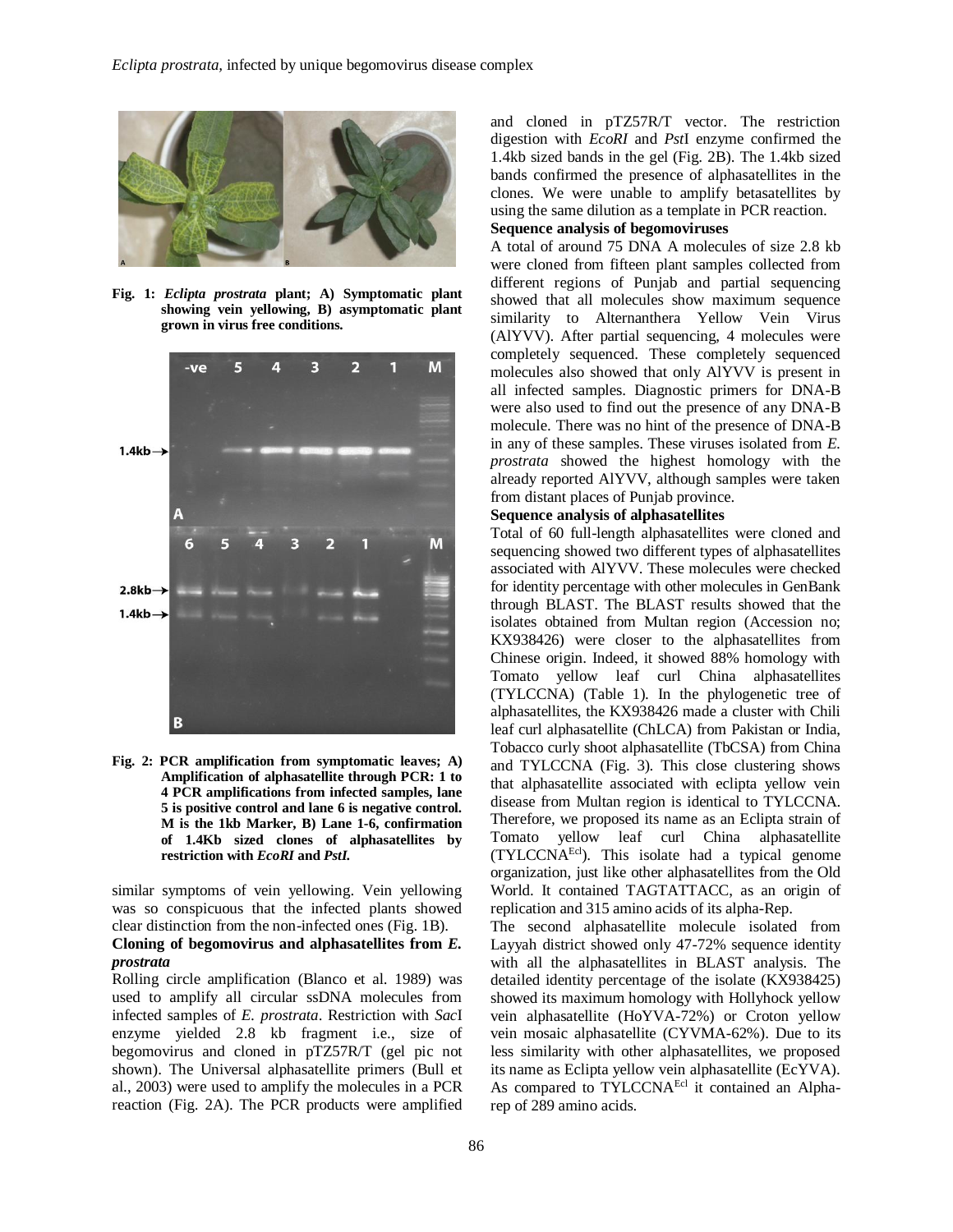Fig. 1: *Eclipta prostrata* plant; A) Symptomatic plant showing vein yellowing, B) asymptomatic plant grown in virus free conditions.

Fig. 2: PCR amplification from symptomatic leaves; A) Amplification of alphasatellite through PCR: 1 to 4 PCR amplifications from infected samples, lane 5 is positive control and lane 6 is negative control. M is the 1kb Marker, B) Lane 1-6, confirmation of 1.4Kb sized clones of alphasatellites by restriction with *EcoRI* and *PstI*.

similar symptoms of vein yellowing. Vein yellowing was so conspicuous that the infected plants showed clear distinction from the non-infected ones (Fig. 1B).

**Cloning of begomovirus and alphasatellites from *E. prostrata***

Rolling circle amplification (Blanco et al. 1989) was used to amplify all circular ssDNA molecules from infected samples of *E. prostrata*. Restriction with *Sac*I enzyme yielded 2.8 kb fragment i.e., size of begomovirus and cloned in pTZ57R/T (gel pic not shown). The Universal alphasatellite primers (Bull et al., 2003) were used to amplify the molecules in a PCR reaction (Fig. 2A). The PCR products were amplified and cloned in pTZ57R/T vector. The restriction digestion with *EcoRI* and *Pst*I enzyme confirmed the 1.4kb sized bands in the gel (Fig. 2B). The 1.4kb sized bands confirmed the presence of alphasatellites in the clones. We were unable to amplify betasatellites by using the same dilution as a template in PCR reaction.

**Sequence analysis of begomoviruses**

A total of around 75 DNA A molecules of size 2.8 kb were cloned from fifteen plant samples collected from different regions of Punjab and partial sequencing showed that all molecules show maximum sequence similarity to Alternanthera Yellow Vein Virus (AlYVV). After partial sequencing, 4 molecules were completely sequenced. These completely sequenced molecules also showed that only AlYVV is present in all infected samples. Diagnostic primers for DNA-B were also used to find out the presence of any DNA-B molecule. There was no hint of the presence of DNA-B in any of these samples. These viruses isolated from *E. prostrata* showed the highest homology with the already reported AlYVV, although samples were taken from distant places of Punjab province.

**Sequence analysis of alphasatellites**

Total of 60 full-length alphasatellites were cloned and sequencing showed two different types of alphasatellites associated with AlYVV. These molecules were checked for identity percentage with other molecules in GenBank through BLAST. The BLAST results showed that the isolates obtained from Multan region (Accession no; KX938426) were closer to the alphasatellites from Chinese origin. Indeed, it showed 88% homology with Tomato yellow leaf curl China alphasatellites (TYLCCNA) (Table 1). In the phylogenetic tree of alphasatellites, the KX938426 made a cluster with Chili leaf curl alphasatellite (ChLCA) from Pakistan or India, Tobacco curly shoot alphasatellite (TbCSA) from China and TYLCCNA (Fig. 3). This close clustering shows that alphasatellite associated with eclipta yellow vein disease from Multan region is identical to TYLCCNA. Therefore, we proposed its name as an Eclipta strain of Tomato yellow leaf curl China alphasatellite (TYLCCNA$^{Ecl}$). This isolate had a typical genome organization, just like other alphasatellites from the Old World. It contained TAGTATTACC, as an origin of replication and 315 amino acids of its alpha-Rep.

The second alphasatellite molecule isolated from Layyah district showed only 47-72% sequence identity with all the alphasatellites in BLAST analysis. The detailed identity percentage of the isolate (KX938425) showed its maximum homology with Hollyhock yellow vein alphasatellite (HoYVA-72%) or Croton yellow vein mosaic alphasatellite (CYVMA-62%). Due to its less similarity with other alphasatellites, we proposed its name as Eclipta yellow vein alphasatellite (EcYVA). As compared to TYLCCNA$^{Ecl}$ it contained an Alpha-rep of 289 amino acids.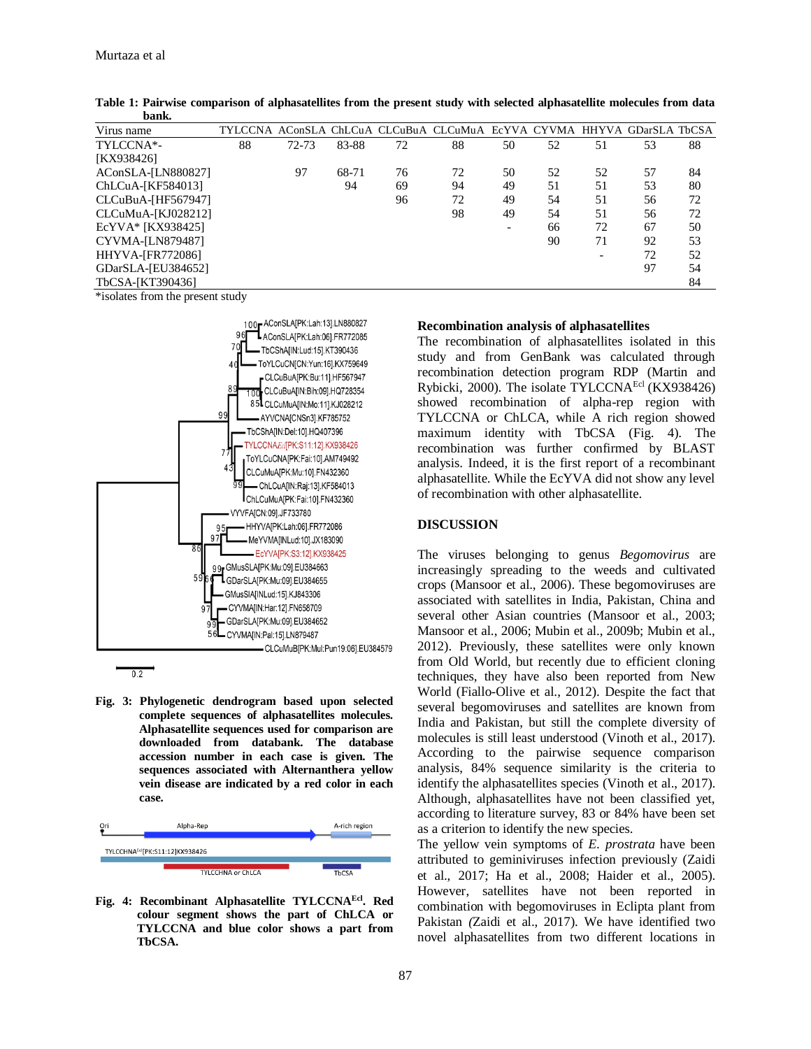**Table 1: Pairwise comparison of alphasatellites from the present study with selected alphasatellite molecules from data bank.**

| Virus name | TYLCCNA | AConSLA | ChLCuA | CLCuBuA | CLCuMuA | EcYVA | CYVMA | HHYVA | GDarSLA | TbCSA |
|---|---|---|---|---|---|---|---|---|---|---|
| TYLCCNA*-[KX938426] | 88 | 72-73 | 83-88 | 72 | 88 | 50 | 52 | 51 | 53 | 88 |
| AConSLA-[LN880827] | | 97 | 68-71 | 76 | 72 | 50 | 52 | 52 | 57 | 84 |
| ChLCuA-[KF584013] | | | 94 | 69 | 94 | 49 | 51 | 51 | 53 | 80 |
| CLCuBuA-[HF567947] | | | | 96 | 72 | 49 | 54 | 51 | 56 | 72 |
| CLCuMuA-[KJ028212] | | | | | 98 | 49 | 54 | 51 | 56 | 72 |
| EcYVA* [KX938425] | | | | | | - | 66 | 72 | 67 | 50 |
| CYVMA-[LN879487] | | | | | | | 90 | 71 | 92 | 53 |
| HHYVA-[FR772086] | | | | | | | | - | 72 | 52 |
| GDarSLA-[EU384652] | | | | | | | | | 97 | 54 |
| TbCSA-[KT390436] | | | | | | | | | | 84 |

*isolates from the present study

**Fig. 3: Phylogenetic dendrogram based upon selected complete sequences of alphasatellites molecules. Alphasatellite sequences used for comparison are downloaded from databank. The database accession number in each case is given. The sequences associated with Alternanthera yellow vein disease are indicated by a red color in each case.**

**Fig. 4: Recombinant Alphasatellite TYLCCNA[Ecl]. Red colour segment shows the part of ChLCA or TYLCCNA and blue color shows a part from TbCSA.**

### Recombination analysis of alphasatellites

The recombination of alphasatellites isolated in this study and from GenBank was calculated through recombination detection program RDP (Martin and Rybicki, 2000). The isolate TYLCCNA[Ecl] (KX938426) showed recombination of alpha-rep region with TYLCCNA or ChLCA, while A rich region showed maximum identity with TbCSA (Fig. 4). The recombination was further confirmed by BLAST analysis. Indeed, it is the first report of a recombinant alphasatellite. While the EcYVA did not show any level of recombination with other alphasatellite.

## DISCUSSION

The viruses belonging to genus *Begomovirus* are increasingly spreading to the weeds and cultivated crops (Mansoor et al., 2006). These begomoviruses are associated with satellites in India, Pakistan, China and several other Asian countries (Mansoor et al., 2003; Mansoor et al., 2006; Mubin et al., 2009b; Mubin et al., 2012). Previously, these satellites were only known from Old World, but recently due to efficient cloning techniques, they have also been reported from New World (Fiallo-Olive et al., 2012). Despite the fact that several begomoviruses and satellites are known from India and Pakistan, but still the complete diversity of molecules is still least understood (Vinoth et al., 2017). According to the pairwise sequence comparison analysis, 84% sequence similarity is the criteria to identify the alphasatellites species (Vinoth et al., 2017). Although, alphasatellites have not been classified yet, according to literature survey, 83 or 84% have been set as a criterion to identify the new species.

The yellow vein symptoms of *E. prostrata* have been attributed to geminiviruses infection previously (Zaidi et al., 2017; Ha et al., 2008; Haider et al., 2005). However, satellites have not been reported in combination with begomoviruses in Eclipta plant from Pakistan (Zaidi et al., 2017). We have identified two novel alphasatellites from two different locations in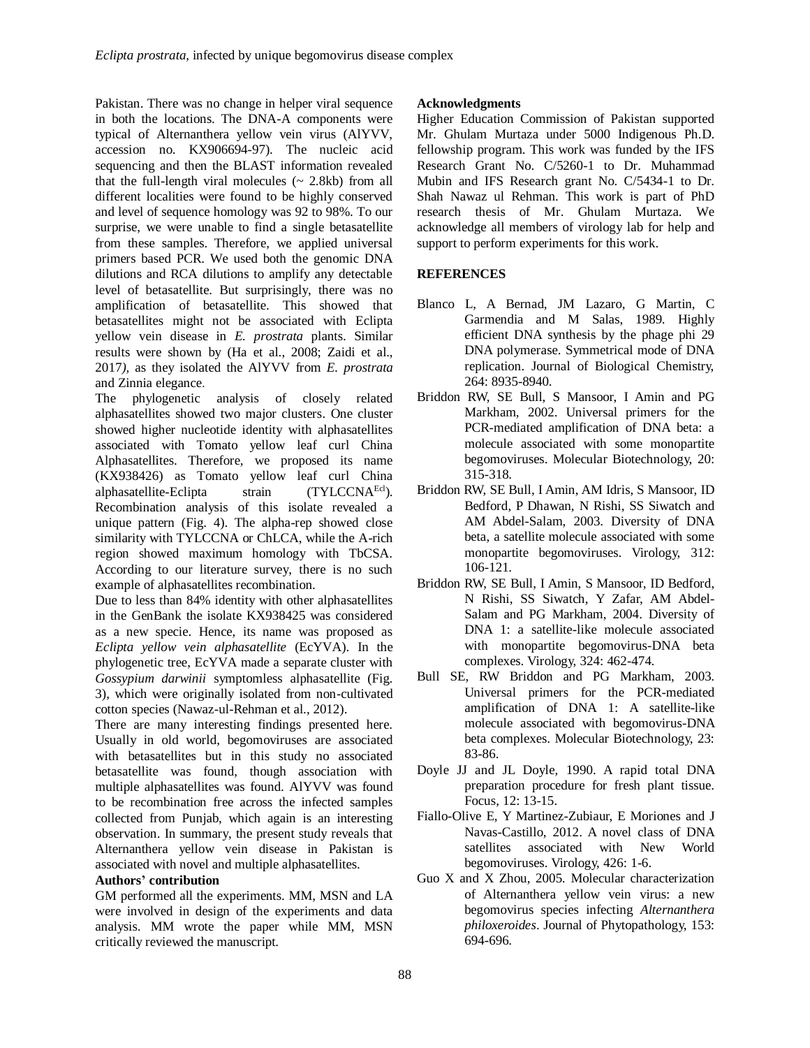Pakistan. There was no change in helper viral sequence in both the locations. The DNA-A components were typical of Alternanthera yellow vein virus (AlYVV, accession no. KX906694-97). The nucleic acid sequencing and then the BLAST information revealed that the full-length viral molecules (~ 2.8kb) from all different localities were found to be highly conserved and level of sequence homology was 92 to 98%. To our surprise, we were unable to find a single betasatellite from these samples. Therefore, we applied universal primers based PCR. We used both the genomic DNA dilutions and RCA dilutions to amplify any detectable level of betasatellite. But surprisingly, there was no amplification of betasatellite. This showed that betasatellites might not be associated with Eclipta yellow vein disease in *E. prostrata* plants. Similar results were shown by (Ha et al., 2008; Zaidi et al., 2017), as they isolated the AlYVV from *E. prostrata* and Zinnia elegance.

The phylogenetic analysis of closely related alphasatellites showed two major clusters. One cluster showed higher nucleotide identity with alphasatellites associated with Tomato yellow leaf curl China Alphasatellites. Therefore, we proposed its name (KX938426) as Tomato yellow leaf curl China alphasatellite-Eclipta strain (TYLCCNA$^{Ecl}$). Recombination analysis of this isolate revealed a unique pattern (Fig. 4). The alpha-rep showed close similarity with TYLCCNA or ChLCA, while the A-rich region showed maximum homology with TbCSA. According to our literature survey, there is no such example of alphasatellites recombination.

Due to less than 84% identity with other alphasatellites in the GenBank the isolate KX938425 was considered as a new specie. Hence, its name was proposed as *Eclipta yellow vein alphasatellite* (EcYVA). In the phylogenetic tree, EcYVA made a separate cluster with *Gossypium darwinii* symptomless alphasatellite (Fig. 3), which were originally isolated from non-cultivated cotton species (Nawaz-ul-Rehman et al., 2012).

There are many interesting findings presented here. Usually in old world, begomoviruses are associated with betasatellites but in this study no associated betasatellite was found, though association with multiple alphasatellites was found. AlYVV was found to be recombination free across the infected samples collected from Punjab, which again is an interesting observation. In summary, the present study reveals that Alternanthera yellow vein disease in Pakistan is associated with novel and multiple alphasatellites.

**Authors' contribution**

GM performed all the experiments. MM, MSN and LA were involved in design of the experiments and data analysis. MM wrote the paper while MM, MSN critically reviewed the manuscript.

**Acknowledgments**

Higher Education Commission of Pakistan supported Mr. Ghulam Murtaza under 5000 Indigenous Ph.D. fellowship program. This work was funded by the IFS Research Grant No. C/5260-1 to Dr. Muhammad Mubin and IFS Research grant No. C/5434-1 to Dr. Shah Nawaz ul Rehman. This work is part of PhD research thesis of Mr. Ghulam Murtaza. We acknowledge all members of virology lab for help and support to perform experiments for this work.

## REFERENCES

Blanco L, A Bernad, JM Lazaro, G Martin, C Garmendia and M Salas, 1989. Highly efficient DNA synthesis by the phage phi 29 DNA polymerase. Symmetrical mode of DNA replication. Journal of Biological Chemistry, 264: 8935-8940.

Briddon RW, SE Bull, S Mansoor, I Amin and PG Markham, 2002. Universal primers for the PCR-mediated amplification of DNA beta: a molecule associated with some monopartite begomoviruses. Molecular Biotechnology, 20: 315-318.

Briddon RW, SE Bull, I Amin, AM Idris, S Mansoor, ID Bedford, P Dhawan, N Rishi, SS Siwatch and AM Abdel-Salam, 2003. Diversity of DNA beta, a satellite molecule associated with some monopartite begomoviruses. Virology, 312: 106-121.

Briddon RW, SE Bull, I Amin, S Mansoor, ID Bedford, N Rishi, SS Siwatch, Y Zafar, AM Abdel-Salam and PG Markham, 2004. Diversity of DNA 1: a satellite-like molecule associated with monopartite begomovirus-DNA beta complexes. Virology, 324: 462-474.

Bull SE, RW Briddon and PG Markham, 2003. Universal primers for the PCR-mediated amplification of DNA 1: A satellite-like molecule associated with begomovirus-DNA beta complexes. Molecular Biotechnology, 23: 83-86.

Doyle JJ and JL Doyle, 1990. A rapid total DNA preparation procedure for fresh plant tissue. Focus, 12: 13-15.

Fiallo-Olive E, Y Martinez-Zubiaur, E Moriones and J Navas-Castillo, 2012. A novel class of DNA satellites associated with New World begomoviruses. Virology, 426: 1-6.

Guo X and X Zhou, 2005. Molecular characterization of Alternanthera yellow vein virus: a new begomovirus species infecting *Alternanthera philoxeroides*. Journal of Phytopathology, 153: 694-696.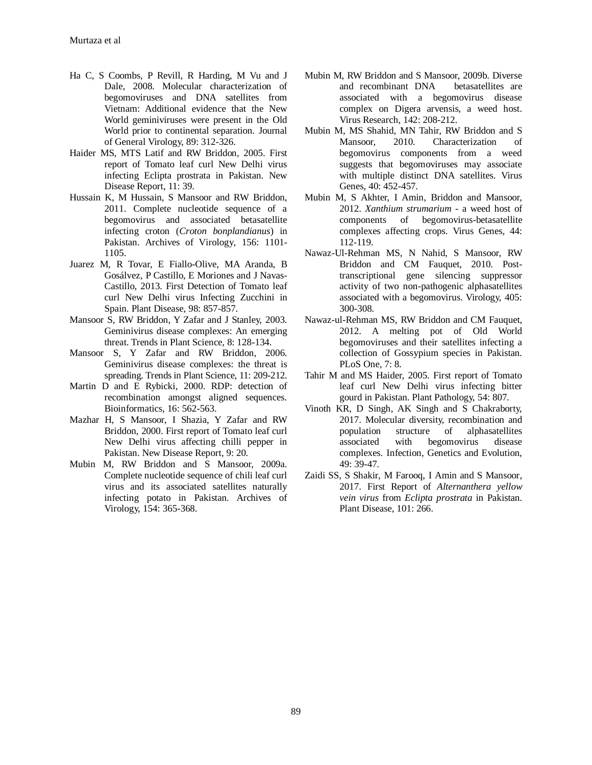Ha C, S Coombs, P Revill, R Harding, M Vu and J Dale, 2008. Molecular characterization of begomoviruses and DNA satellites from Vietnam: Additional evidence that the New World geminiviruses were present in the Old World prior to continental separation. Journal of General Virology, 89: 312-326.

Haider MS, MTS Latif and RW Briddon, 2005. First report of Tomato leaf curl New Delhi virus infecting Eclipta prostrata in Pakistan. New Disease Report, 11: 39.

Hussain K, M Hussain, S Mansoor and RW Briddon, 2011. Complete nucleotide sequence of a begomovirus and associated betasatellite infecting croton (*Croton bonplandianus*) in Pakistan. Archives of Virology, 156: 1101-1105.

Juarez M, R Tovar, E Fiallo-Olive, MA Aranda, B Gosálvez, P Castillo, E Moriones and J Navas-Castillo, 2013. First Detection of Tomato leaf curl New Delhi virus Infecting Zucchini in Spain. Plant Disease, 98: 857-857.

Mansoor S, RW Briddon, Y Zafar and J Stanley, 2003. Geminivirus disease complexes: An emerging threat. Trends in Plant Science, 8: 128-134.

Mansoor S, Y Zafar and RW Briddon, 2006. Geminivirus disease complexes: the threat is spreading. Trends in Plant Science, 11: 209-212.

Martin D and E Rybicki, 2000. RDP: detection of recombination amongst aligned sequences. Bioinformatics, 16: 562-563.

Mazhar H, S Mansoor, I Shazia, Y Zafar and RW Briddon, 2000. First report of Tomato leaf curl New Delhi virus affecting chilli pepper in Pakistan. New Disease Report, 9: 20.

Mubin M, RW Briddon and S Mansoor, 2009a. Complete nucleotide sequence of chili leaf curl virus and its associated satellites naturally infecting potato in Pakistan. Archives of Virology, 154: 365-368.

Mubin M, RW Briddon and S Mansoor, 2009b. Diverse and recombinant DNA betasatellites are associated with a begomovirus disease complex on Digera arvensis, a weed host. Virus Research, 142: 208-212.

Mubin M, MS Shahid, MN Tahir, RW Briddon and S Mansoor, 2010. Characterization of begomovirus components from a weed suggests that begomoviruses may associate with multiple distinct DNA satellites. Virus Genes, 40: 452-457.

Mubin M, S Akhter, I Amin, Briddon and Mansoor, 2012. *Xanthium strumarium* - a weed host of components of begomovirus-betasatellite complexes affecting crops. Virus Genes, 44: 112-119.

Nawaz-Ul-Rehman MS, N Nahid, S Mansoor, RW Briddon and CM Fauquet, 2010. Post-transcriptional gene silencing suppressor activity of two non-pathogenic alphasatellites associated with a begomovirus. Virology, 405: 300-308.

Nawaz-ul-Rehman MS, RW Briddon and CM Fauquet, 2012. A melting pot of Old World begomoviruses and their satellites infecting a collection of Gossypium species in Pakistan. PLoS One, 7: 8.

Tahir M and MS Haider, 2005. First report of Tomato leaf curl New Delhi virus infecting bitter gourd in Pakistan. Plant Pathology, 54: 807.

Vinoth KR, D Singh, AK Singh and S Chakraborty, 2017. Molecular diversity, recombination and population structure of alphasatellites associated with begomovirus disease complexes. Infection, Genetics and Evolution, 49: 39-47.

Zaidi SS, S Shakir, M Farooq, I Amin and S Mansoor, 2017. First Report of *Alternanthera yellow vein virus* from *Eclipta prostrata* in Pakistan. Plant Disease, 101: 266.